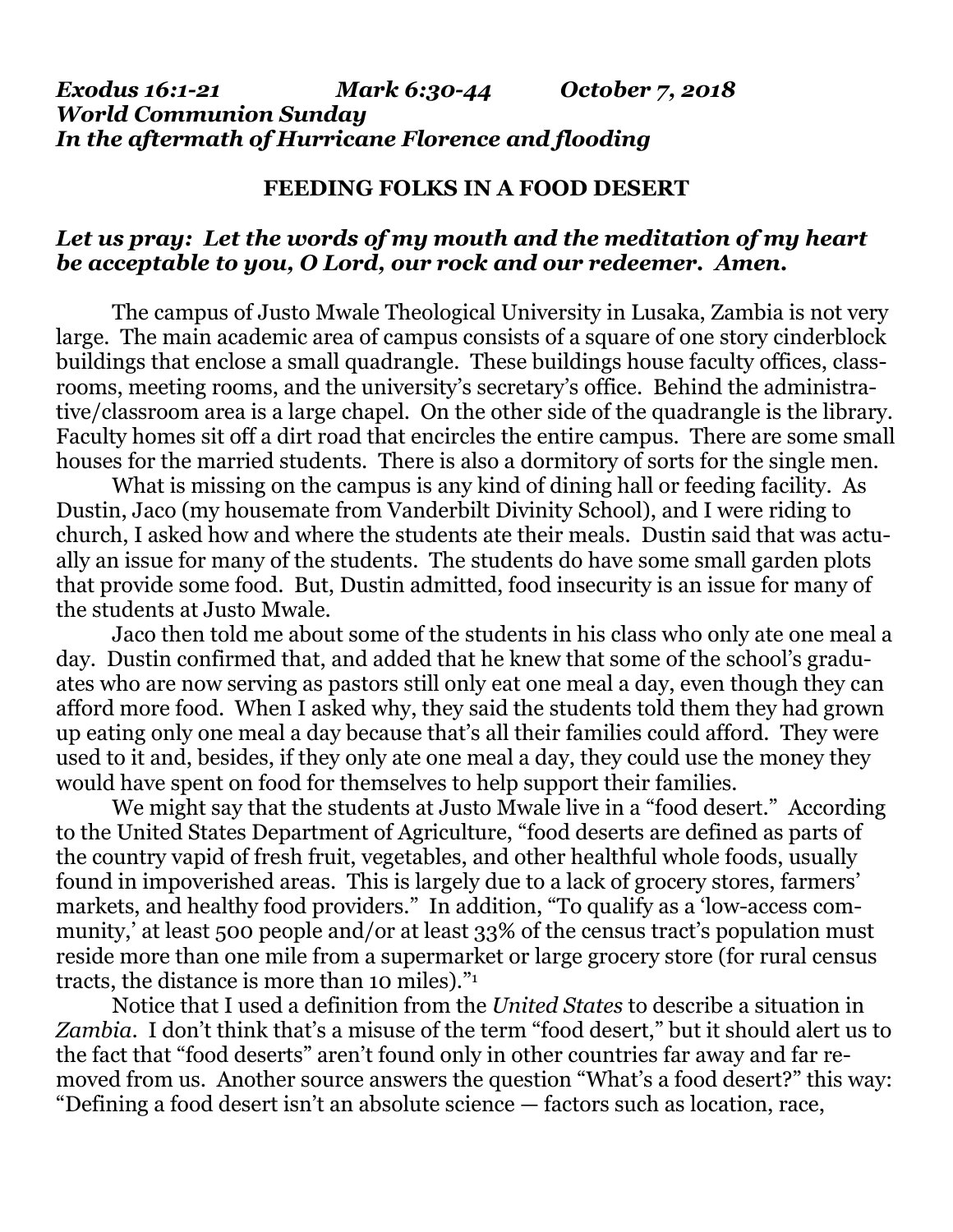***Exodus 16:1-21 Mark 6:30-44 October 7, 2018***
***World Communion Sunday***
***In the aftermath of Hurricane Florence and flooding***

## FEEDING FOLKS IN A FOOD DESERT

***Let us pray: Let the words of my mouth and the meditation of my heart be acceptable to you, O Lord, our rock and our redeemer. Amen.***

The campus of Justo Mwale Theological University in Lusaka, Zambia is not very large. The main academic area of campus consists of a square of one story cinderblock buildings that enclose a small quadrangle. These buildings house faculty offices, classrooms, meeting rooms, and the university's secretary's office. Behind the administrative/classroom area is a large chapel. On the other side of the quadrangle is the library. Faculty homes sit off a dirt road that encircles the entire campus. There are some small houses for the married students. There is also a dormitory of sorts for the single men.

What is missing on the campus is any kind of dining hall or feeding facility. As Dustin, Jaco (my housemate from Vanderbilt Divinity School), and I were riding to church, I asked how and where the students ate their meals. Dustin said that was actually an issue for many of the students. The students do have some small garden plots that provide some food. But, Dustin admitted, food insecurity is an issue for many of the students at Justo Mwale.

Jaco then told me about some of the students in his class who only ate one meal a day. Dustin confirmed that, and added that he knew that some of the school's graduates who are now serving as pastors still only eat one meal a day, even though they can afford more food. When I asked why, they said the students told them they had grown up eating only one meal a day because that's all their families could afford. They were used to it and, besides, if they only ate one meal a day, they could use the money they would have spent on food for themselves to help support their families.

We might say that the students at Justo Mwale live in a "food desert." According to the United States Department of Agriculture, "food deserts are defined as parts of the country vapid of fresh fruit, vegetables, and other healthful whole foods, usually found in impoverished areas. This is largely due to a lack of grocery stores, farmers' markets, and healthy food providers." In addition, "To qualify as a 'low-access community,' at least 500 people and/or at least 33% of the census tract's population must reside more than one mile from a supermarket or large grocery store (for rural census tracts, the distance is more than 10 miles)."[1]

Notice that I used a definition from the *United States* to describe a situation in *Zambia*. I don't think that's a misuse of the term "food desert," but it should alert us to the fact that "food deserts" aren't found only in other countries far away and far removed from us. Another source answers the question "What's a food desert?" this way: "Defining a food desert isn't an absolute science — factors such as location, race,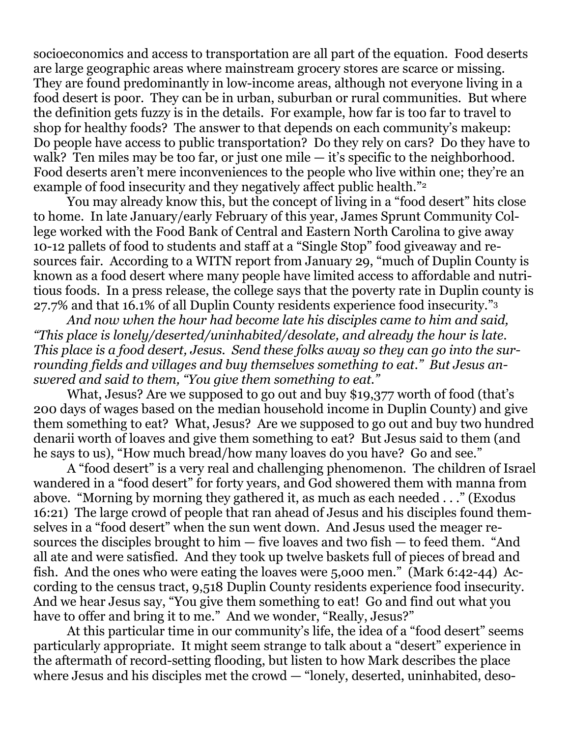socioeconomics and access to transportation are all part of the equation. Food deserts are large geographic areas where mainstream grocery stores are scarce or missing. They are found predominantly in low-income areas, although not everyone living in a food desert is poor. They can be in urban, suburban or rural communities. But where the definition gets fuzzy is in the details. For example, how far is too far to travel to shop for healthy foods? The answer to that depends on each community's makeup: Do people have access to public transportation? Do they rely on cars? Do they have to walk? Ten miles may be too far, or just one mile — it's specific to the neighborhood. Food deserts aren't mere inconveniences to the people who live within one; they're an example of food insecurity and they negatively affect public health."[2]

You may already know this, but the concept of living in a "food desert" hits close to home. In late January/early February of this year, James Sprunt Community College worked with the Food Bank of Central and Eastern North Carolina to give away 10-12 pallets of food to students and staff at a "Single Stop" food giveaway and resources fair. According to a WITN report from January 29, "much of Duplin County is known as a food desert where many people have limited access to affordable and nutritious foods. In a press release, the college says that the poverty rate in Duplin county is 27.7% and that 16.1% of all Duplin County residents experience food insecurity."[3]

*And now when the hour had become late his disciples came to him and said, "This place is lonely/deserted/uninhabited/desolate, and already the hour is late. This place is a food desert, Jesus. Send these folks away so they can go into the surrounding fields and villages and buy themselves something to eat." But Jesus answered and said to them, "You give them something to eat."*

What, Jesus? Are we supposed to go out and buy $19,377 worth of food (that's 200 days of wages based on the median household income in Duplin County) and give them something to eat? What, Jesus? Are we supposed to go out and buy two hundred denarii worth of loaves and give them something to eat? But Jesus said to them (and he says to us), "How much bread/how many loaves do you have? Go and see."

A "food desert" is a very real and challenging phenomenon. The children of Israel wandered in a "food desert" for forty years, and God showered them with manna from above. "Morning by morning they gathered it, as much as each needed . . ." (Exodus 16:21) The large crowd of people that ran ahead of Jesus and his disciples found themselves in a "food desert" when the sun went down. And Jesus used the meager resources the disciples brought to him — five loaves and two fish — to feed them. "And all ate and were satisfied. And they took up twelve baskets full of pieces of bread and fish. And the ones who were eating the loaves were 5,000 men." (Mark 6:42-44) According to the census tract, 9,518 Duplin County residents experience food insecurity. And we hear Jesus say, "You give them something to eat! Go and find out what you have to offer and bring it to me." And we wonder, "Really, Jesus?"

At this particular time in our community's life, the idea of a "food desert" seems particularly appropriate. It might seem strange to talk about a "desert" experience in the aftermath of record-setting flooding, but listen to how Mark describes the place where Jesus and his disciples met the crowd — "lonely, deserted, uninhabited, deso-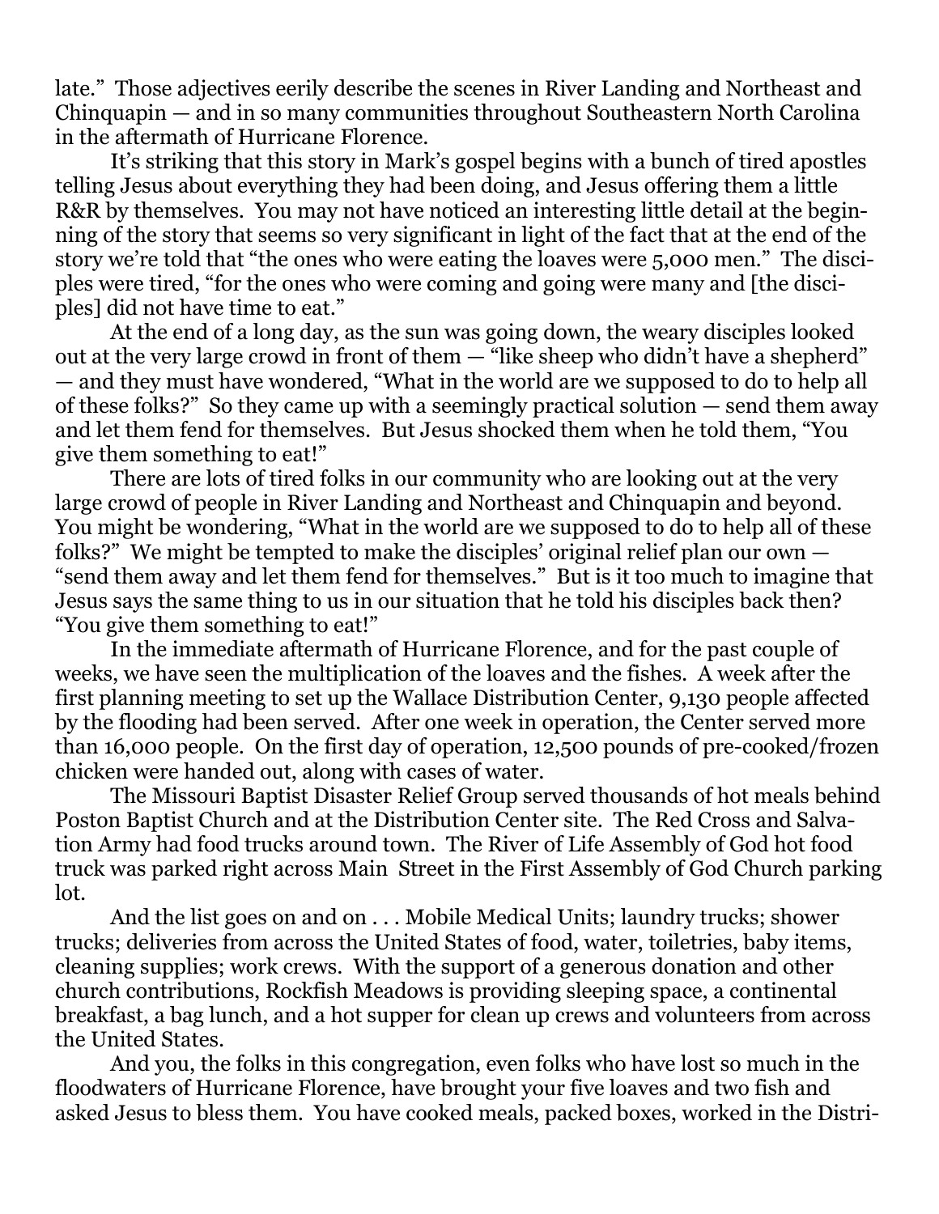late." Those adjectives eerily describe the scenes in River Landing and Northeast and Chinquapin — and in so many communities throughout Southeastern North Carolina in the aftermath of Hurricane Florence.

It's striking that this story in Mark's gospel begins with a bunch of tired apostles telling Jesus about everything they had been doing, and Jesus offering them a little R&R by themselves. You may not have noticed an interesting little detail at the beginning of the story that seems so very significant in light of the fact that at the end of the story we're told that "the ones who were eating the loaves were 5,000 men." The disciples were tired, "for the ones who were coming and going were many and [the disciples] did not have time to eat."

At the end of a long day, as the sun was going down, the weary disciples looked out at the very large crowd in front of them — "like sheep who didn't have a shepherd" — and they must have wondered, "What in the world are we supposed to do to help all of these folks?" So they came up with a seemingly practical solution — send them away and let them fend for themselves. But Jesus shocked them when he told them, "You give them something to eat!"

There are lots of tired folks in our community who are looking out at the very large crowd of people in River Landing and Northeast and Chinquapin and beyond. You might be wondering, "What in the world are we supposed to do to help all of these folks?" We might be tempted to make the disciples' original relief plan our own — "send them away and let them fend for themselves." But is it too much to imagine that Jesus says the same thing to us in our situation that he told his disciples back then? "You give them something to eat!"

In the immediate aftermath of Hurricane Florence, and for the past couple of weeks, we have seen the multiplication of the loaves and the fishes. A week after the first planning meeting to set up the Wallace Distribution Center, 9,130 people affected by the flooding had been served. After one week in operation, the Center served more than 16,000 people. On the first day of operation, 12,500 pounds of pre-cooked/frozen chicken were handed out, along with cases of water.

The Missouri Baptist Disaster Relief Group served thousands of hot meals behind Poston Baptist Church and at the Distribution Center site. The Red Cross and Salvation Army had food trucks around town. The River of Life Assembly of God hot food truck was parked right across Main Street in the First Assembly of God Church parking lot.

And the list goes on and on . . . Mobile Medical Units; laundry trucks; shower trucks; deliveries from across the United States of food, water, toiletries, baby items, cleaning supplies; work crews. With the support of a generous donation and other church contributions, Rockfish Meadows is providing sleeping space, a continental breakfast, a bag lunch, and a hot supper for clean up crews and volunteers from across the United States.

And you, the folks in this congregation, even folks who have lost so much in the floodwaters of Hurricane Florence, have brought your five loaves and two fish and asked Jesus to bless them. You have cooked meals, packed boxes, worked in the Distri-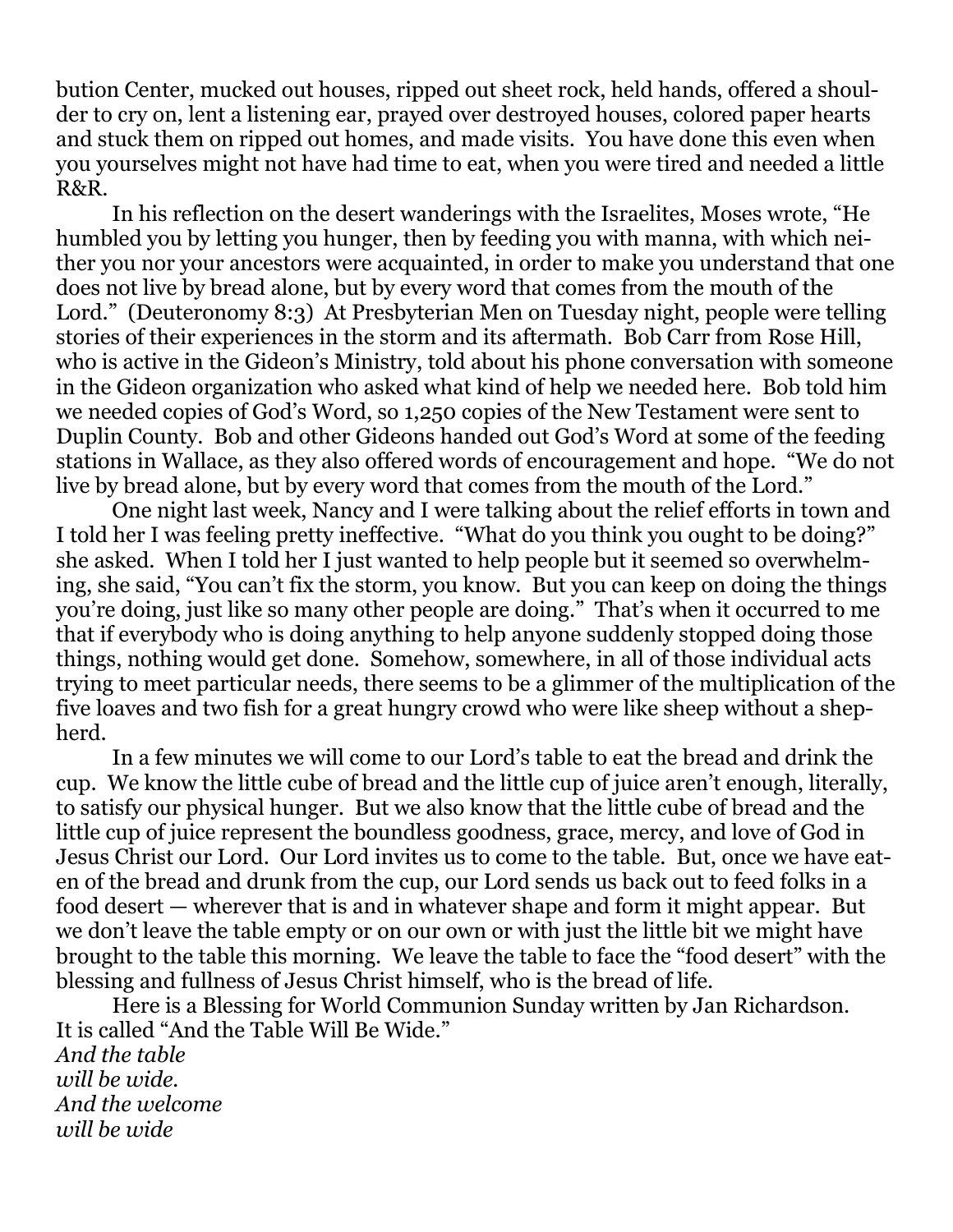bution Center, mucked out houses, ripped out sheet rock, held hands, offered a shoulder to cry on, lent a listening ear, prayed over destroyed houses, colored paper hearts and stuck them on ripped out homes, and made visits. You have done this even when you yourselves might not have had time to eat, when you were tired and needed a little R&R.

In his reflection on the desert wanderings with the Israelites, Moses wrote, "He humbled you by letting you hunger, then by feeding you with manna, with which neither you nor your ancestors were acquainted, in order to make you understand that one does not live by bread alone, but by every word that comes from the mouth of the Lord." (Deuteronomy 8:3) At Presbyterian Men on Tuesday night, people were telling stories of their experiences in the storm and its aftermath. Bob Carr from Rose Hill, who is active in the Gideon's Ministry, told about his phone conversation with someone in the Gideon organization who asked what kind of help we needed here. Bob told him we needed copies of God's Word, so 1,250 copies of the New Testament were sent to Duplin County. Bob and other Gideons handed out God's Word at some of the feeding stations in Wallace, as they also offered words of encouragement and hope. "We do not live by bread alone, but by every word that comes from the mouth of the Lord."

One night last week, Nancy and I were talking about the relief efforts in town and I told her I was feeling pretty ineffective. "What do you think you ought to be doing?" she asked. When I told her I just wanted to help people but it seemed so overwhelming, she said, "You can't fix the storm, you know. But you can keep on doing the things you're doing, just like so many other people are doing." That's when it occurred to me that if everybody who is doing anything to help anyone suddenly stopped doing those things, nothing would get done. Somehow, somewhere, in all of those individual acts trying to meet particular needs, there seems to be a glimmer of the multiplication of the five loaves and two fish for a great hungry crowd who were like sheep without a shepherd.

In a few minutes we will come to our Lord's table to eat the bread and drink the cup. We know the little cube of bread and the little cup of juice aren't enough, literally, to satisfy our physical hunger. But we also know that the little cube of bread and the little cup of juice represent the boundless goodness, grace, mercy, and love of God in Jesus Christ our Lord. Our Lord invites us to come to the table. But, once we have eaten of the bread and drunk from the cup, our Lord sends us back out to feed folks in a food desert — wherever that is and in whatever shape and form it might appear. But we don't leave the table empty or on our own or with just the little bit we might have brought to the table this morning. We leave the table to face the "food desert" with the blessing and fullness of Jesus Christ himself, who is the bread of life.

Here is a Blessing for World Communion Sunday written by Jan Richardson. It is called "And the Table Will Be Wide."

*And the table*
*will be wide.*
*And the welcome*
*will be wide*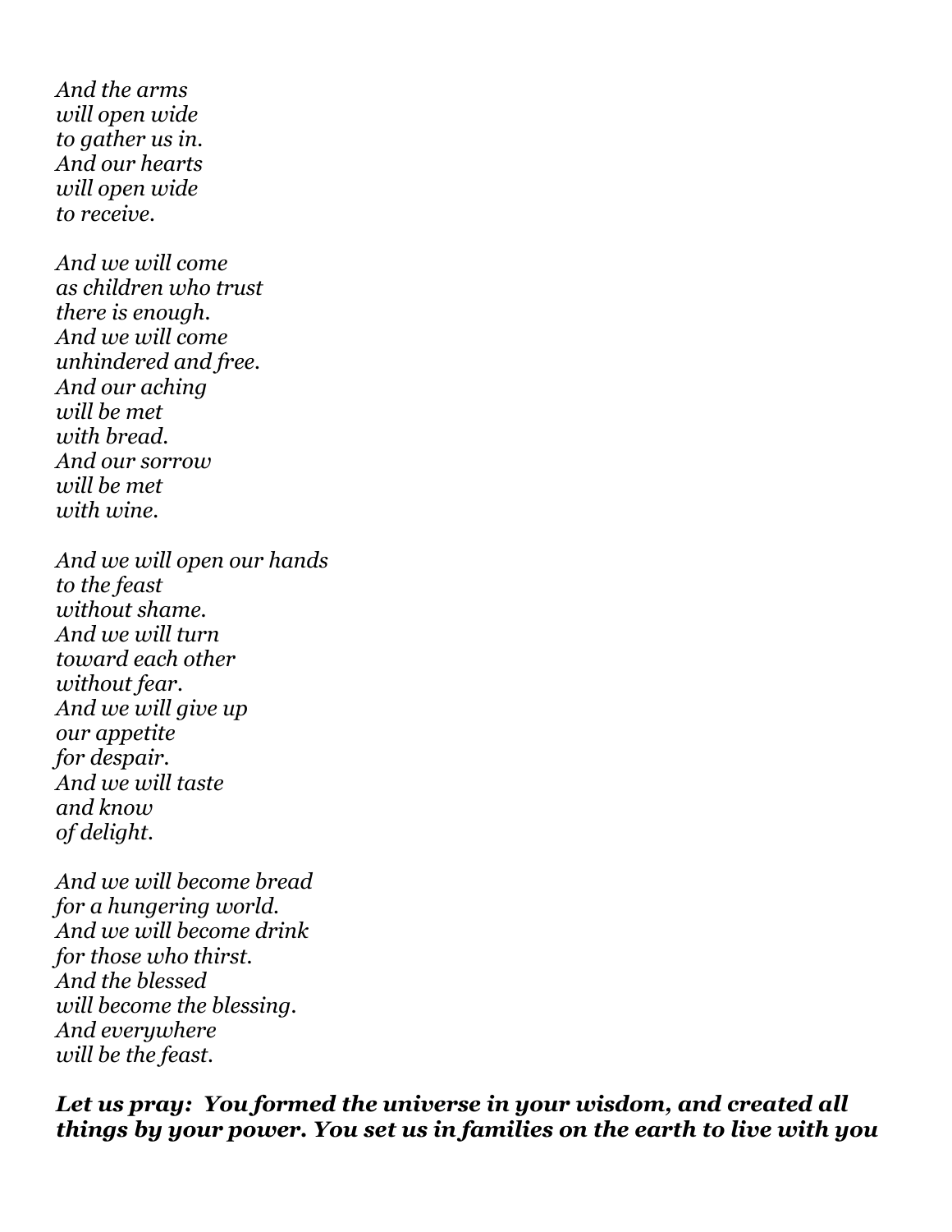*And the arms*
*will open wide*
*to gather us in.*
*And our hearts*
*will open wide*
*to receive.*

*And we will come*
*as children who trust*
*there is enough.*
*And we will come*
*unhindered and free.*
*And our aching*
*will be met*
*with bread.*
*And our sorrow*
*will be met*
*with wine.*

*And we will open our hands*
*to the feast*
*without shame.*
*And we will turn*
*toward each other*
*without fear.*
*And we will give up*
*our appetite*
*for despair.*
*And we will taste*
*and know*
*of delight.*

*And we will become bread*
*for a hungering world.*
*And we will become drink*
*for those who thirst.*
*And the blessed*
*will become the blessing.*
*And everywhere*
*will be the feast.*

***Let us pray: You formed the universe in your wisdom, and created all things by your power. You set us in families on the earth to live with you***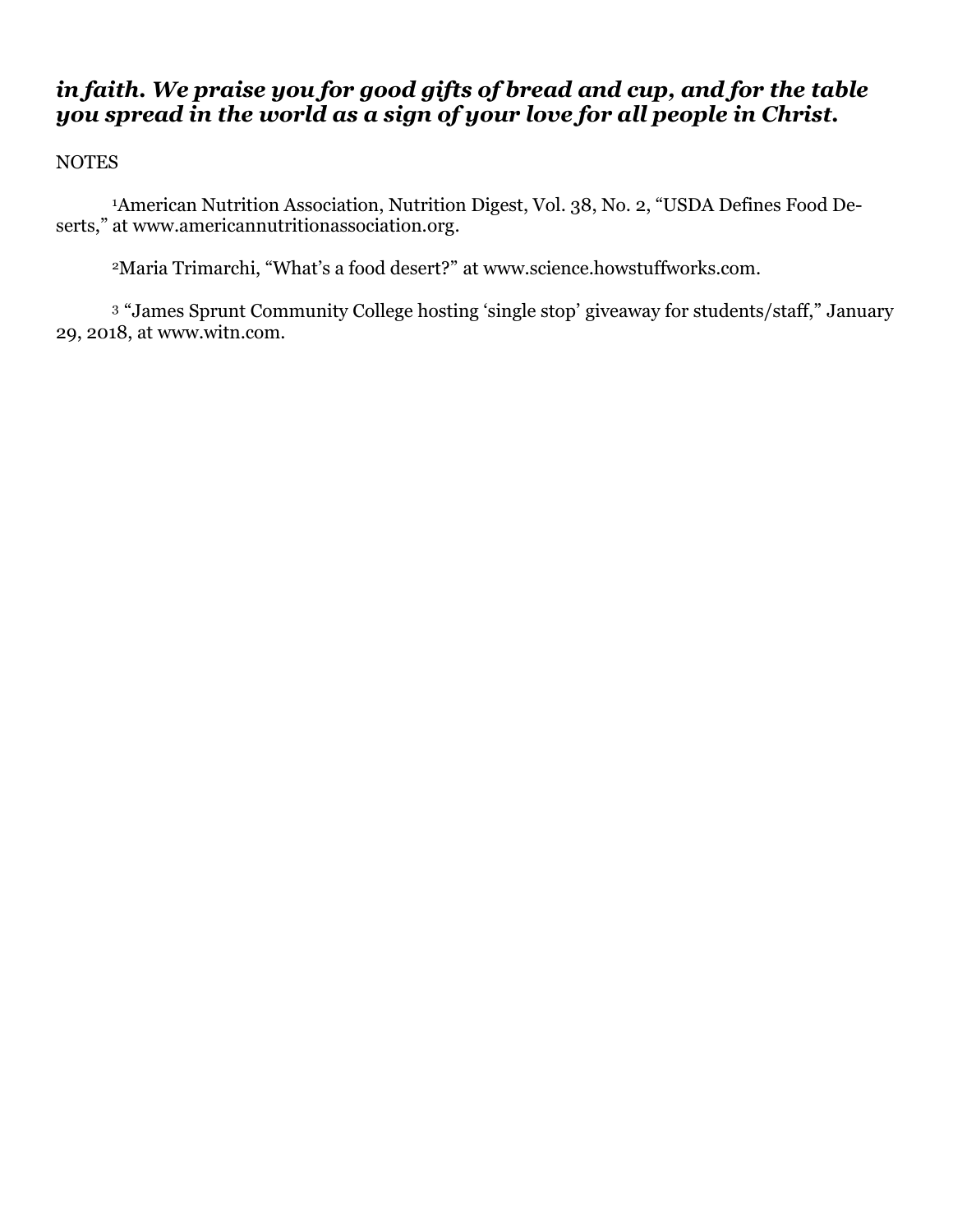***in faith. We praise you for good gifts of bread and cup, and for the table you spread in the world as a sign of your love for all people in Christ.***

NOTES

[1]American Nutrition Association, Nutrition Digest, Vol. 38, No. 2, "USDA Defines Food Deserts," at www.americannutritionassociation.org.

[2]Maria Trimarchi, "What's a food desert?" at www.science.howstuffworks.com.

[3] "James Sprunt Community College hosting 'single stop' giveaway for students/staff," January 29, 2018, at www.witn.com.